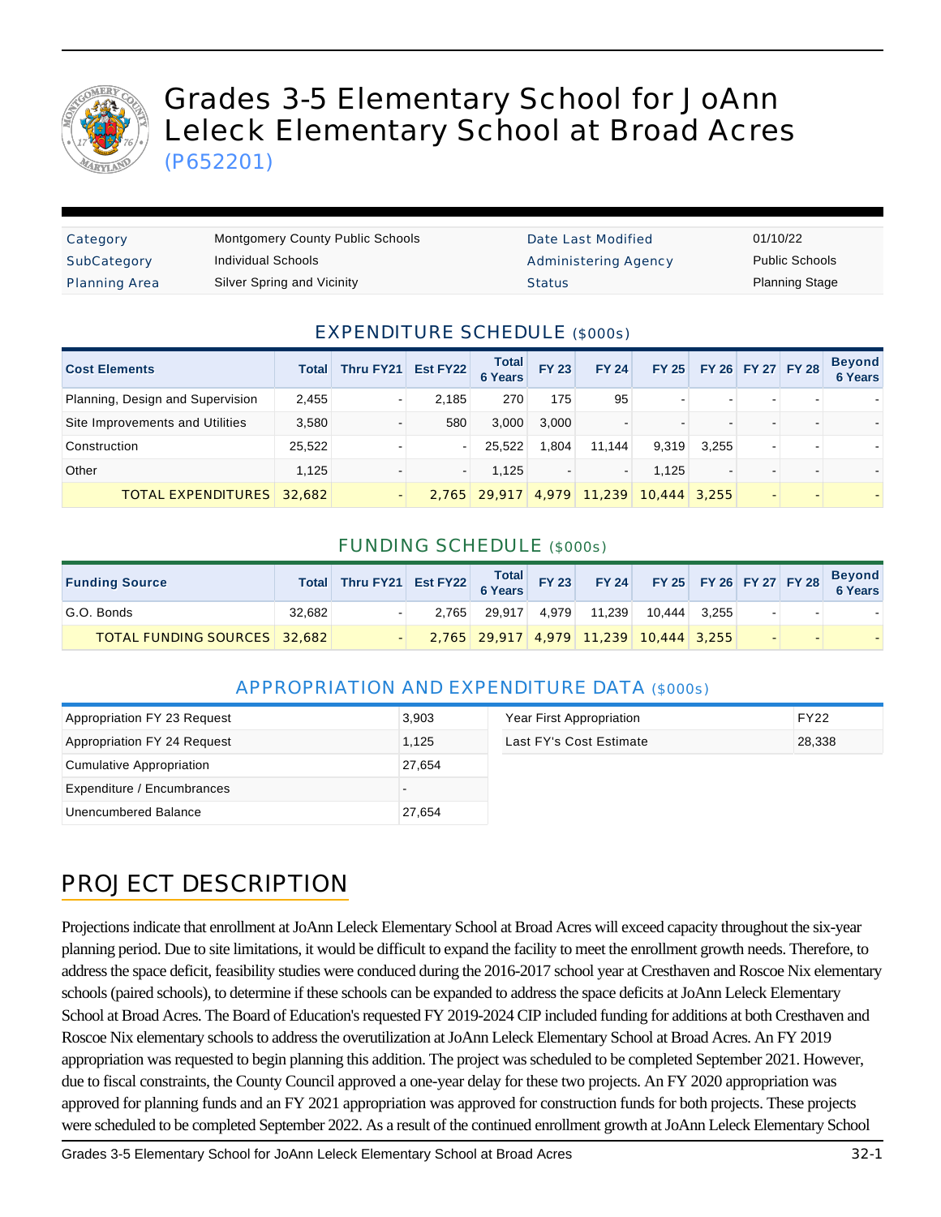# Grades 3-5 Elementary School for JoAnn Leleck Elementary School at Broad Acres (P652201)

| Category | Montgomery County Public Schools | Date Last Modified | 01/10/22 |
|---|---|---|---|
| SubCategory | Individual Schools | Administering Agency | Public Schools |
| Planning Area | Silver Spring and Vicinity | Status | Planning Stage |

## EXPENDITURE SCHEDULE ($000s)

| Cost Elements | Total | Thru FY21 | Est FY22 | Total 6 Years | FY 23 | FY 24 | FY 25 | FY 26 | FY 27 | FY 28 | Beyond 6 Years |
|---|---|---|---|---|---|---|---|---|---|---|---|
| Planning, Design and Supervision | 2,455 | - | 2,185 | 270 | 175 | 95 | - | - | - | - | - |
| Site Improvements and Utilities | 3,580 | - | 580 | 3,000 | 3,000 | - | - | - | - | - | - |
| Construction | 25,522 | - | - | 25,522 | 1,804 | 11,144 | 9,319 | 3,255 | - | - | - |
| Other | 1,125 | - | - | 1,125 | - | - | 1,125 | - | - | - | - |
| TOTAL EXPENDITURES | 32,682 | - | 2,765 | 29,917 | 4,979 | 11,239 | 10,444 | 3,255 | - | - | - |

## FUNDING SCHEDULE ($000s)

| Funding Source | Total | Thru FY21 | Est FY22 | Total 6 Years | FY 23 | FY 24 | FY 25 | FY 26 | FY 27 | FY 28 | Beyond 6 Years |
|---|---|---|---|---|---|---|---|---|---|---|---|
| G.O. Bonds | 32,682 | - | 2,765 | 29,917 | 4,979 | 11,239 | 10,444 | 3,255 | - | - | - |
| TOTAL FUNDING SOURCES | 32,682 | - | 2,765 | 29,917 | 4,979 | 11,239 | 10,444 | 3,255 | - | - | - |

## APPROPRIATION AND EXPENDITURE DATA ($000s)

| | |
|---|---|
| Appropriation FY 23 Request | 3,903 |
| Appropriation FY 24 Request | 1,125 |
| Cumulative Appropriation | 27,654 |
| Expenditure / Encumbrances | - |
| Unencumbered Balance | 27,654 |

| | |
|---|---|
| Year First Appropriation | FY22 |
| Last FY's Cost Estimate | 28,338 |

## PROJECT DESCRIPTION

Projections indicate that enrollment at JoAnn Leleck Elementary School at Broad Acres will exceed capacity throughout the six-year planning period. Due to site limitations, it would be difficult to expand the facility to meet the enrollment growth needs. Therefore, to address the space deficit, feasibility studies were conduced during the 2016-2017 school year at Cresthaven and Roscoe Nix elementary schools (paired schools), to determine if these schools can be expanded to address the space deficits at JoAnn Leleck Elementary School at Broad Acres. The Board of Education's requested FY 2019-2024 CIP included funding for additions at both Cresthaven and Roscoe Nix elementary schools to address the overutilization at JoAnn Leleck Elementary School at Broad Acres. An FY 2019 appropriation was requested to begin planning this addition. The project was scheduled to be completed September 2021. However, due to fiscal constraints, the County Council approved a one-year delay for these two projects. An FY 2020 appropriation was approved for planning funds and an FY 2021 appropriation was approved for construction funds for both projects. These projects were scheduled to be completed September 2022. As a result of the continued enrollment growth at JoAnn Leleck Elementary School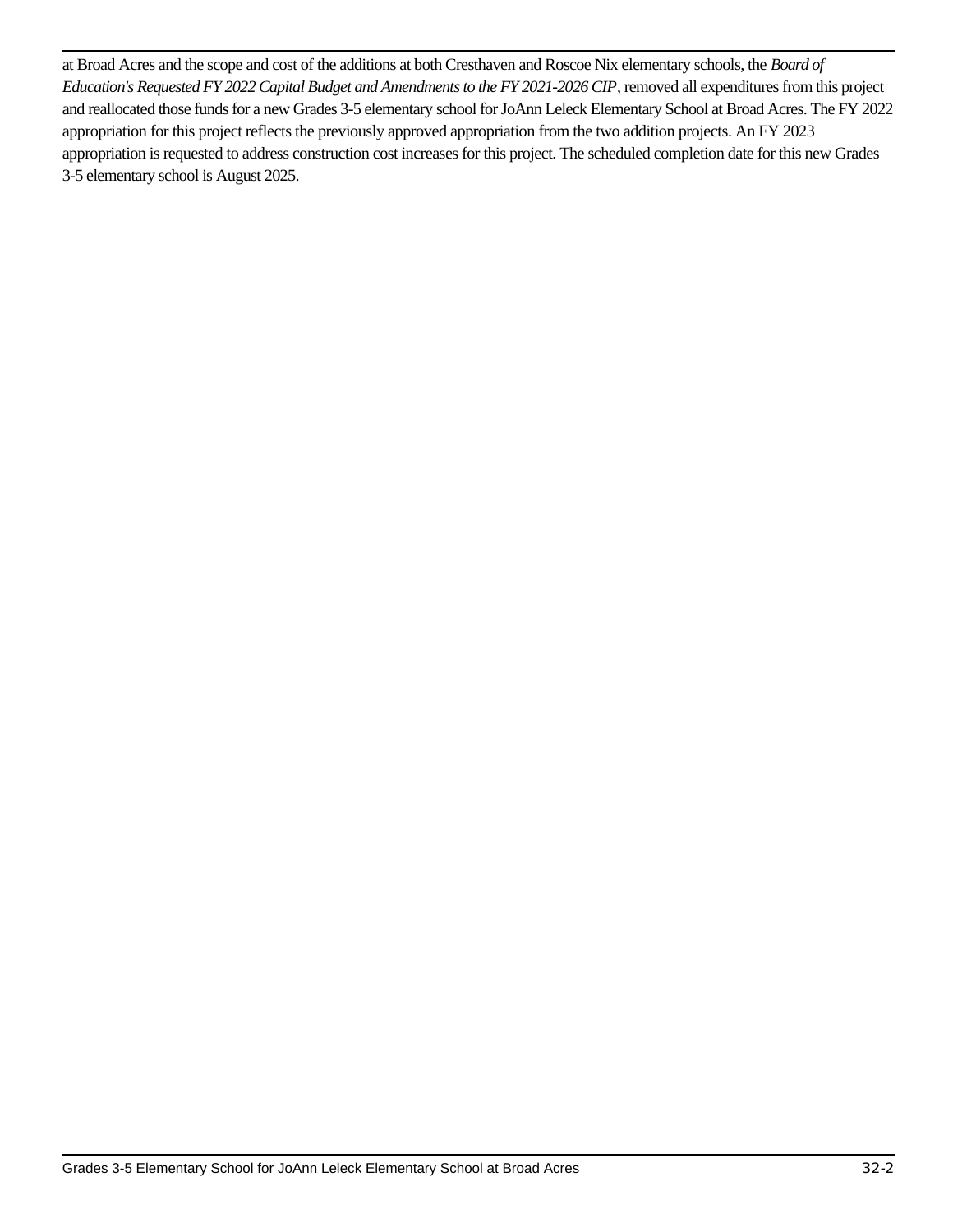at Broad Acres and the scope and cost of the additions at both Cresthaven and Roscoe Nix elementary schools, the *Board of Education's Requested FY 2022 Capital Budget and Amendments to the FY 2021-2026 CIP*, removed all expenditures from this project and reallocated those funds for a new Grades 3-5 elementary school for JoAnn Leleck Elementary School at Broad Acres. The FY 2022 appropriation for this project reflects the previously approved appropriation from the two addition projects. An FY 2023 appropriation is requested to address construction cost increases for this project. The scheduled completion date for this new Grades 3-5 elementary school is August 2025.